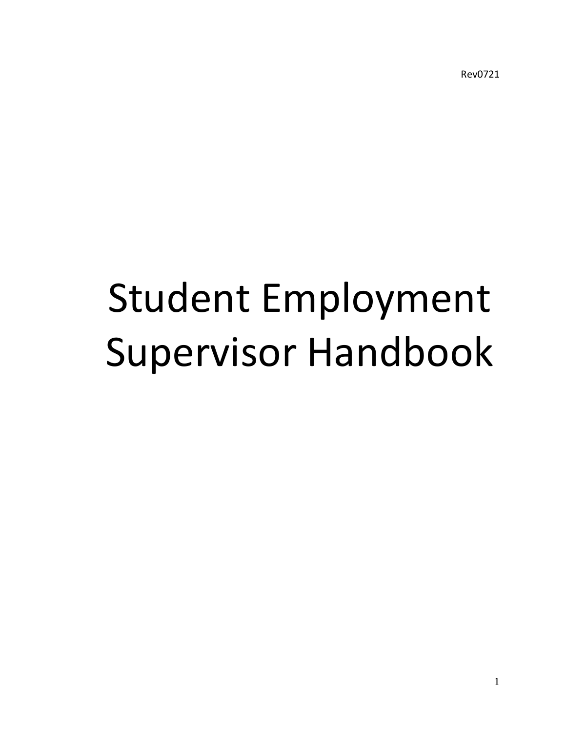Rev0721

# Student Employment Supervisor Handbook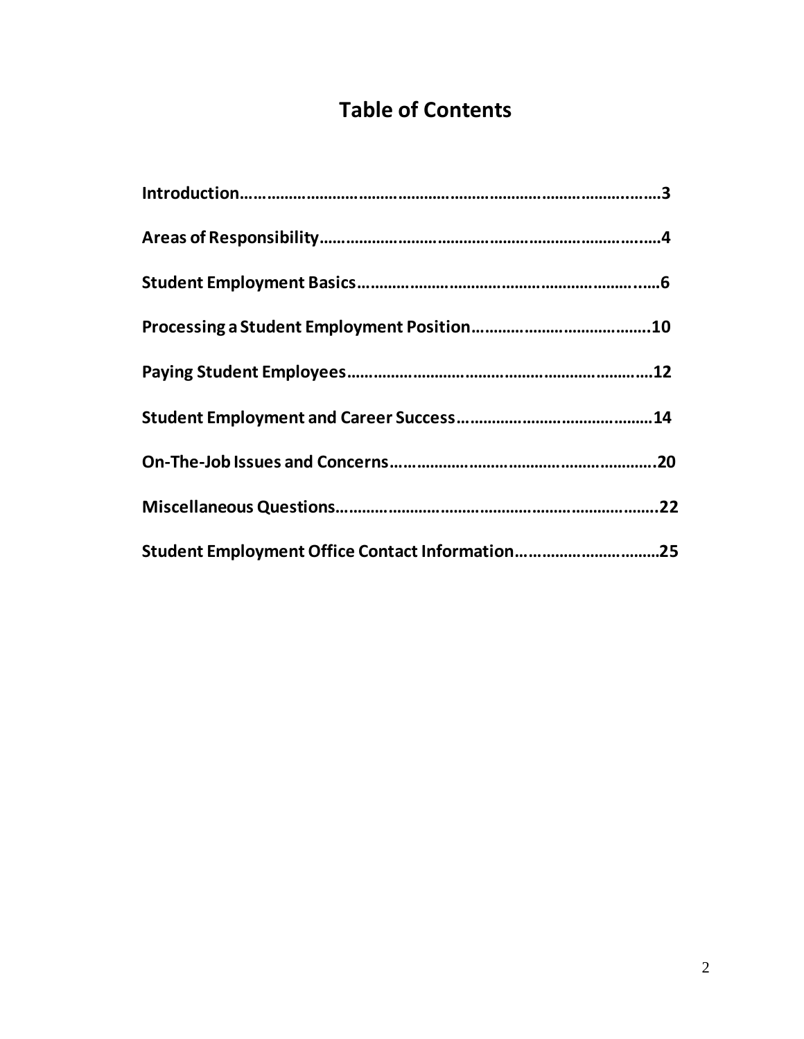# Table of Contents

**Introduction……………………………………………………………………………3**

**Areas of Responsibility………………………………………………………………4**

**Student Employment Basics…………………………………………………………6**

**Processing a Student Employment Position…………………………………10**

**Paying Student Employees…………………………………………………………12**

**Student Employment and Career Success………………………………………14**

**On-The-Job Issues and Concerns…………………………………………………20**

**Miscellaneous Questions……………………………………………………………22**

**Student Employment Office Contact Information……………………………25**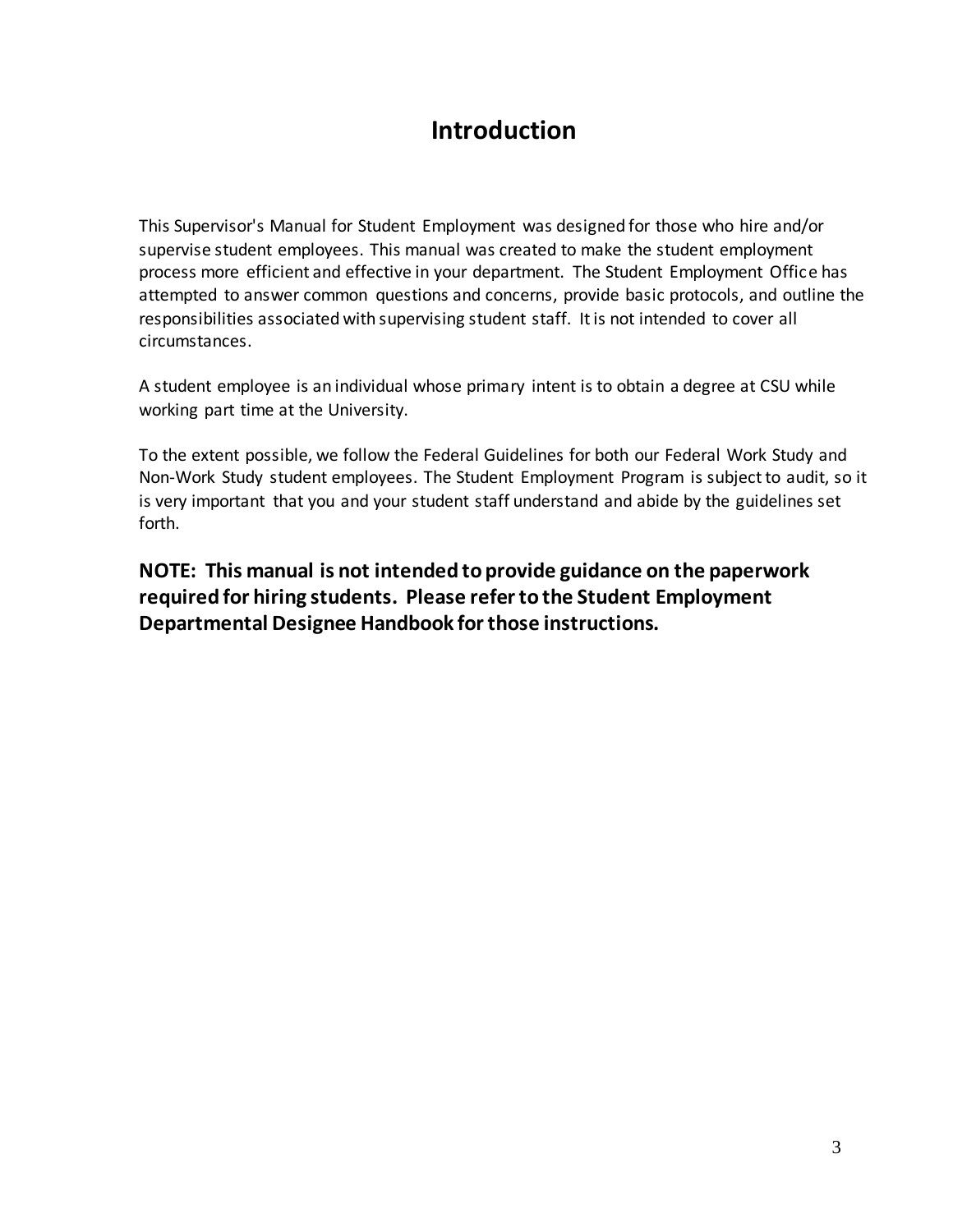# Introduction

This Supervisor's Manual for Student Employment was designed for those who hire and/or supervise student employees. This manual was created to make the student employment process more efficient and effective in your department. The Student Employment Office has attempted to answer common questions and concerns, provide basic protocols, and outline the responsibilities associated with supervising student staff. It is not intended to cover all circumstances.

A student employee is an individual whose primary intent is to obtain a degree at CSU while working part time at the University.

To the extent possible, we follow the Federal Guidelines for both our Federal Work Study and Non-Work Study student employees. The Student Employment Program is subject to audit, so it is very important that you and your student staff understand and abide by the guidelines set forth.

**NOTE: This manual is not intended to provide guidance on the paperwork required for hiring students. Please refer to the Student Employment Departmental Designee Handbook for those instructions.**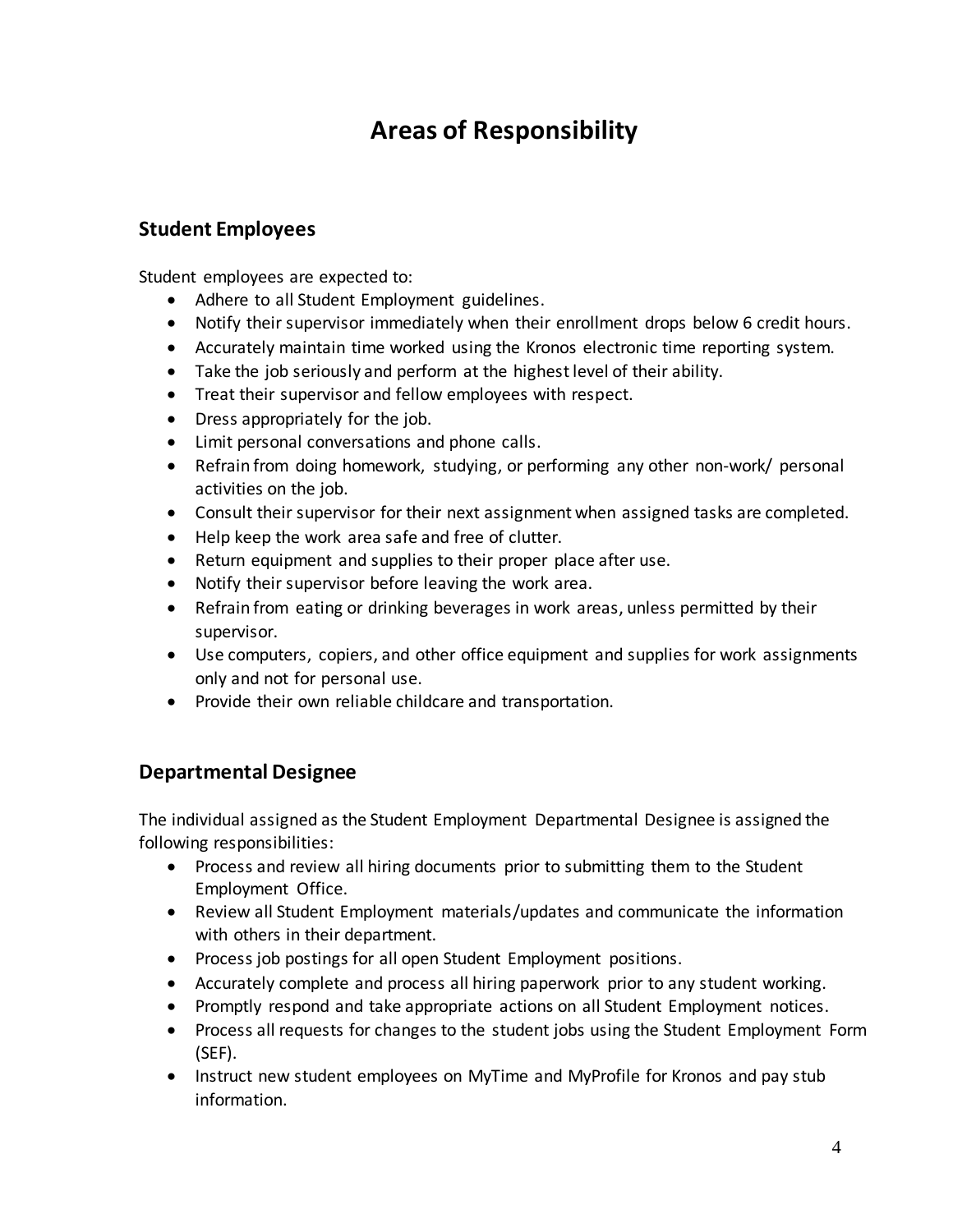# Areas of Responsibility

## Student Employees

Student employees are expected to:

- Adhere to all Student Employment guidelines.
- Notify their supervisor immediately when their enrollment drops below 6 credit hours.
- Accurately maintain time worked using the Kronos electronic time reporting system.
- Take the job seriously and perform at the highest level of their ability.
- Treat their supervisor and fellow employees with respect.
- Dress appropriately for the job.
- Limit personal conversations and phone calls.
- Refrain from doing homework, studying, or performing any other non-work/ personal activities on the job.
- Consult their supervisor for their next assignment when assigned tasks are completed.
- Help keep the work area safe and free of clutter.
- Return equipment and supplies to their proper place after use.
- Notify their supervisor before leaving the work area.
- Refrain from eating or drinking beverages in work areas, unless permitted by their supervisor.
- Use computers, copiers, and other office equipment and supplies for work assignments only and not for personal use.
- Provide their own reliable childcare and transportation.

## Departmental Designee

The individual assigned as the Student Employment Departmental Designee is assigned the following responsibilities:

- Process and review all hiring documents prior to submitting them to the Student Employment Office.
- Review all Student Employment materials/updates and communicate the information with others in their department.
- Process job postings for all open Student Employment positions.
- Accurately complete and process all hiring paperwork prior to any student working.
- Promptly respond and take appropriate actions on all Student Employment notices.
- Process all requests for changes to the student jobs using the Student Employment Form (SEF).
- Instruct new student employees on MyTime and MyProfile for Kronos and pay stub information.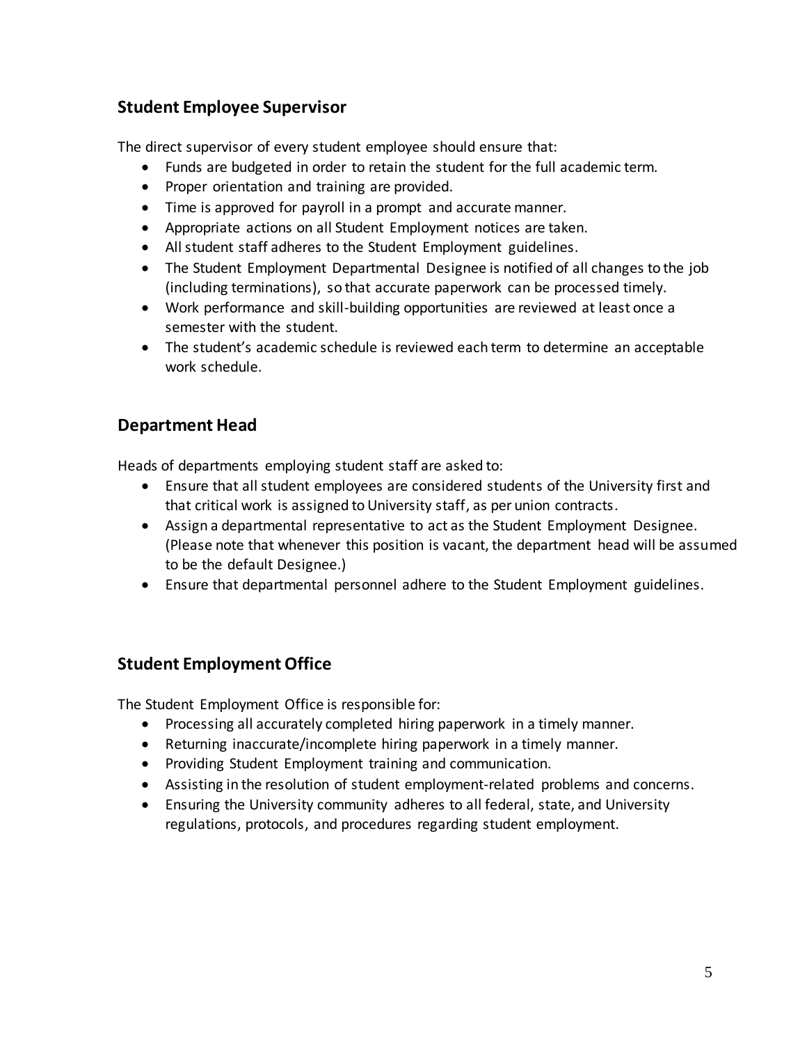## Student Employee Supervisor

The direct supervisor of every student employee should ensure that:

- Funds are budgeted in order to retain the student for the full academic term.
- Proper orientation and training are provided.
- Time is approved for payroll in a prompt and accurate manner.
- Appropriate actions on all Student Employment notices are taken.
- All student staff adheres to the Student Employment guidelines.
- The Student Employment Departmental Designee is notified of all changes to the job (including terminations), so that accurate paperwork can be processed timely.
- Work performance and skill-building opportunities are reviewed at least once a semester with the student.
- The student's academic schedule is reviewed each term to determine an acceptable work schedule.

## Department Head

Heads of departments employing student staff are asked to:

- Ensure that all student employees are considered students of the University first and that critical work is assigned to University staff, as per union contracts.
- Assign a departmental representative to act as the Student Employment Designee. (Please note that whenever this position is vacant, the department head will be assumed to be the default Designee.)
- Ensure that departmental personnel adhere to the Student Employment guidelines.

## Student Employment Office

The Student Employment Office is responsible for:

- Processing all accurately completed hiring paperwork in a timely manner.
- Returning inaccurate/incomplete hiring paperwork in a timely manner.
- Providing Student Employment training and communication.
- Assisting in the resolution of student employment-related problems and concerns.
- Ensuring the University community adheres to all federal, state, and University regulations, protocols, and procedures regarding student employment.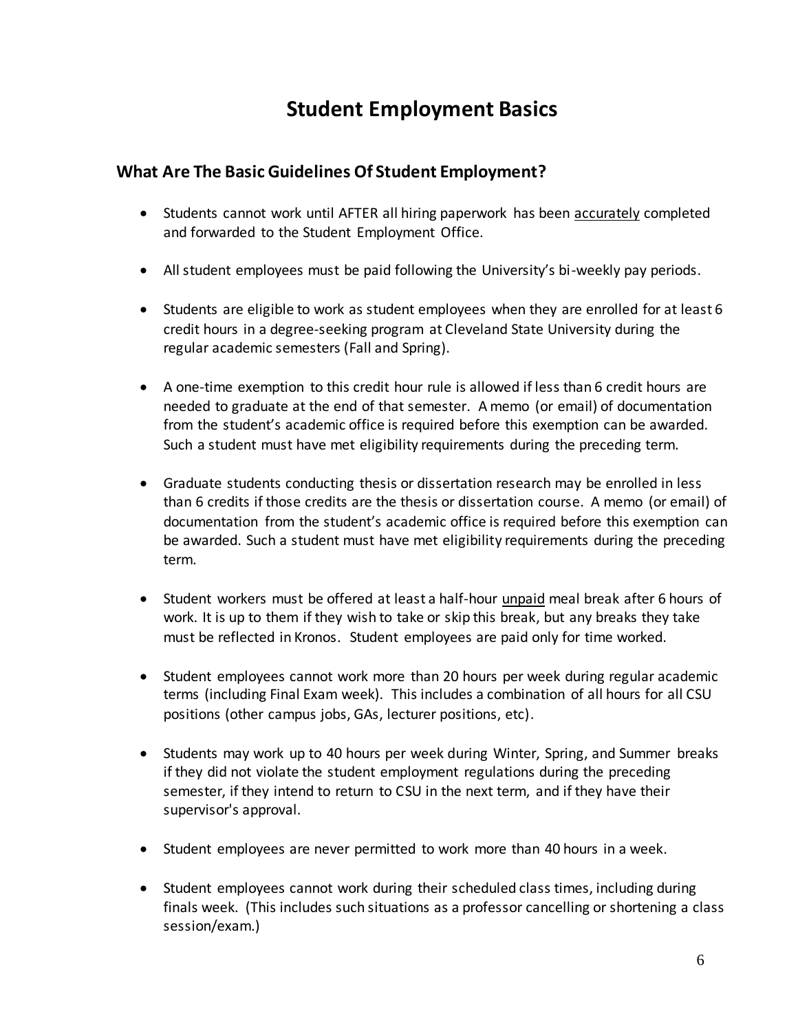# Student Employment Basics

## What Are The Basic Guidelines Of Student Employment?

- Students cannot work until AFTER all hiring paperwork has been <u>accurately</u> completed and forwarded to the Student Employment Office.

- All student employees must be paid following the University's bi-weekly pay periods.

- Students are eligible to work as student employees when they are enrolled for at least 6 credit hours in a degree-seeking program at Cleveland State University during the regular academic semesters (Fall and Spring).

- A one-time exemption to this credit hour rule is allowed if less than 6 credit hours are needed to graduate at the end of that semester. A memo (or email) of documentation from the student's academic office is required before this exemption can be awarded. Such a student must have met eligibility requirements during the preceding term.

- Graduate students conducting thesis or dissertation research may be enrolled in less than 6 credits if those credits are the thesis or dissertation course. A memo (or email) of documentation from the student's academic office is required before this exemption can be awarded. Such a student must have met eligibility requirements during the preceding term.

- Student workers must be offered at least a half-hour <u>unpaid</u> meal break after 6 hours of work. It is up to them if they wish to take or skip this break, but any breaks they take must be reflected in Kronos. Student employees are paid only for time worked.

- Student employees cannot work more than 20 hours per week during regular academic terms (including Final Exam week). This includes a combination of all hours for all CSU positions (other campus jobs, GAs, lecturer positions, etc).

- Students may work up to 40 hours per week during Winter, Spring, and Summer breaks if they did not violate the student employment regulations during the preceding semester, if they intend to return to CSU in the next term, and if they have their supervisor's approval.

- Student employees are never permitted to work more than 40 hours in a week.

- Student employees cannot work during their scheduled class times, including during finals week. (This includes such situations as a professor cancelling or shortening a class session/exam.)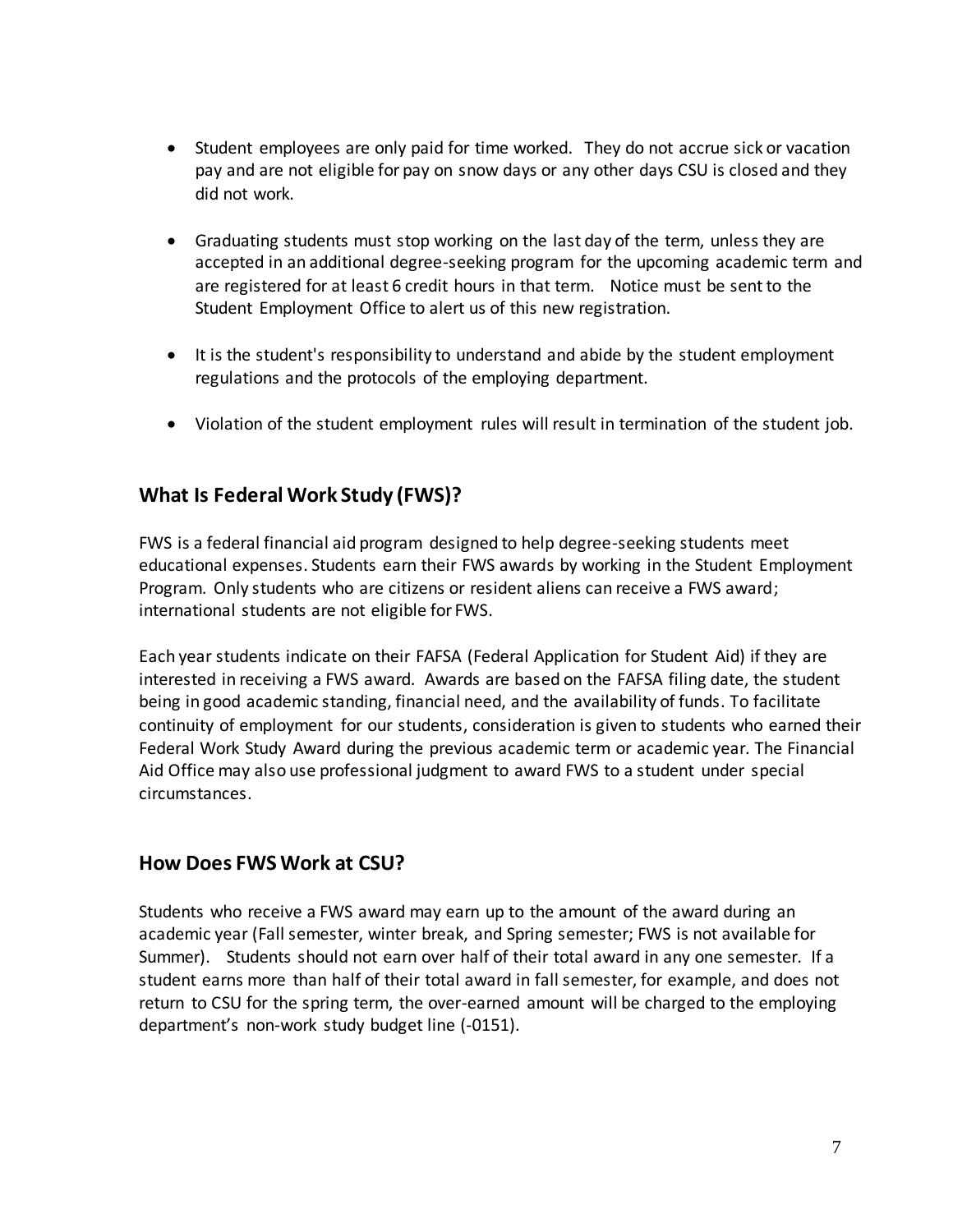- Student employees are only paid for time worked. They do not accrue sick or vacation pay and are not eligible for pay on snow days or any other days CSU is closed and they did not work.
- Graduating students must stop working on the last day of the term, unless they are accepted in an additional degree-seeking program for the upcoming academic term and are registered for at least 6 credit hours in that term. Notice must be sent to the Student Employment Office to alert us of this new registration.
- It is the student's responsibility to understand and abide by the student employment regulations and the protocols of the employing department.
- Violation of the student employment rules will result in termination of the student job.

## What Is Federal Work Study (FWS)?

FWS is a federal financial aid program designed to help degree-seeking students meet educational expenses. Students earn their FWS awards by working in the Student Employment Program. Only students who are citizens or resident aliens can receive a FWS award; international students are not eligible for FWS.

Each year students indicate on their FAFSA (Federal Application for Student Aid) if they are interested in receiving a FWS award. Awards are based on the FAFSA filing date, the student being in good academic standing, financial need, and the availability of funds. To facilitate continuity of employment for our students, consideration is given to students who earned their Federal Work Study Award during the previous academic term or academic year. The Financial Aid Office may also use professional judgment to award FWS to a student under special circumstances.

## How Does FWS Work at CSU?

Students who receive a FWS award may earn up to the amount of the award during an academic year (Fall semester, winter break, and Spring semester; FWS is not available for Summer). Students should not earn over half of their total award in any one semester. If a student earns more than half of their total award in fall semester, for example, and does not return to CSU for the spring term, the over-earned amount will be charged to the employing department's non-work study budget line (-0151).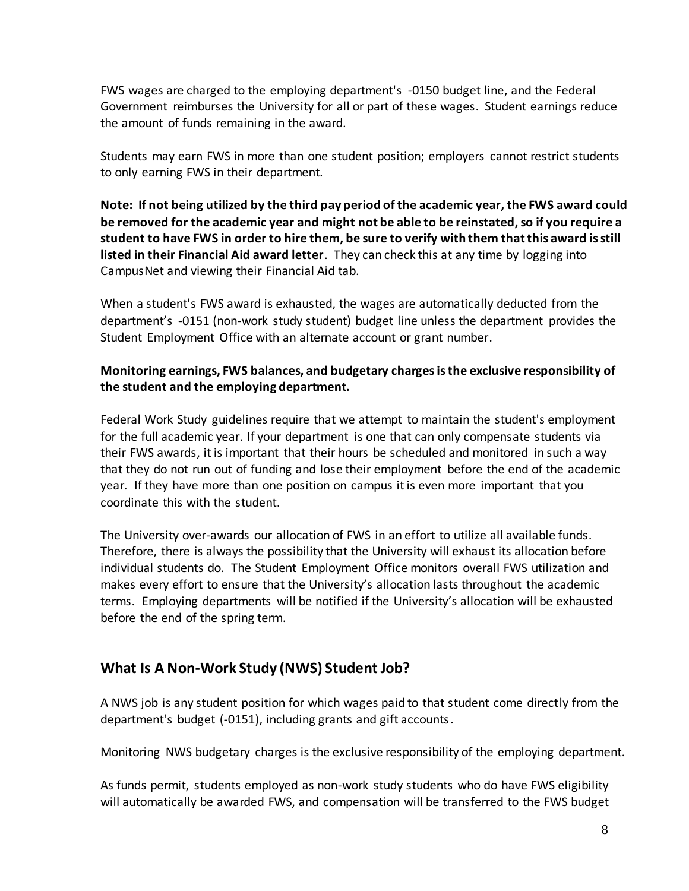FWS wages are charged to the employing department's -0150 budget line, and the Federal Government reimburses the University for all or part of these wages. Student earnings reduce the amount of funds remaining in the award.

Students may earn FWS in more than one student position; employers cannot restrict students to only earning FWS in their department.

**Note: If not being utilized by the third pay period of the academic year, the FWS award could be removed for the academic year and might not be able to be reinstated, so if you require a student to have FWS in order to hire them, be sure to verify with them that this award is still listed in their Financial Aid award letter**. They can check this at any time by logging into CampusNet and viewing their Financial Aid tab.

When a student's FWS award is exhausted, the wages are automatically deducted from the department's -0151 (non-work study student) budget line unless the department provides the Student Employment Office with an alternate account or grant number.

**Monitoring earnings, FWS balances, and budgetary charges is the exclusive responsibility of the student and the employing department.**

Federal Work Study guidelines require that we attempt to maintain the student's employment for the full academic year. If your department is one that can only compensate students via their FWS awards, it is important that their hours be scheduled and monitored in such a way that they do not run out of funding and lose their employment before the end of the academic year. If they have more than one position on campus it is even more important that you coordinate this with the student.

The University over-awards our allocation of FWS in an effort to utilize all available funds. Therefore, there is always the possibility that the University will exhaust its allocation before individual students do. The Student Employment Office monitors overall FWS utilization and makes every effort to ensure that the University's allocation lasts throughout the academic terms. Employing departments will be notified if the University's allocation will be exhausted before the end of the spring term.

## What Is A Non-Work Study (NWS) Student Job?

A NWS job is any student position for which wages paid to that student come directly from the department's budget (-0151), including grants and gift accounts.

Monitoring NWS budgetary charges is the exclusive responsibility of the employing department.

As funds permit, students employed as non-work study students who do have FWS eligibility will automatically be awarded FWS, and compensation will be transferred to the FWS budget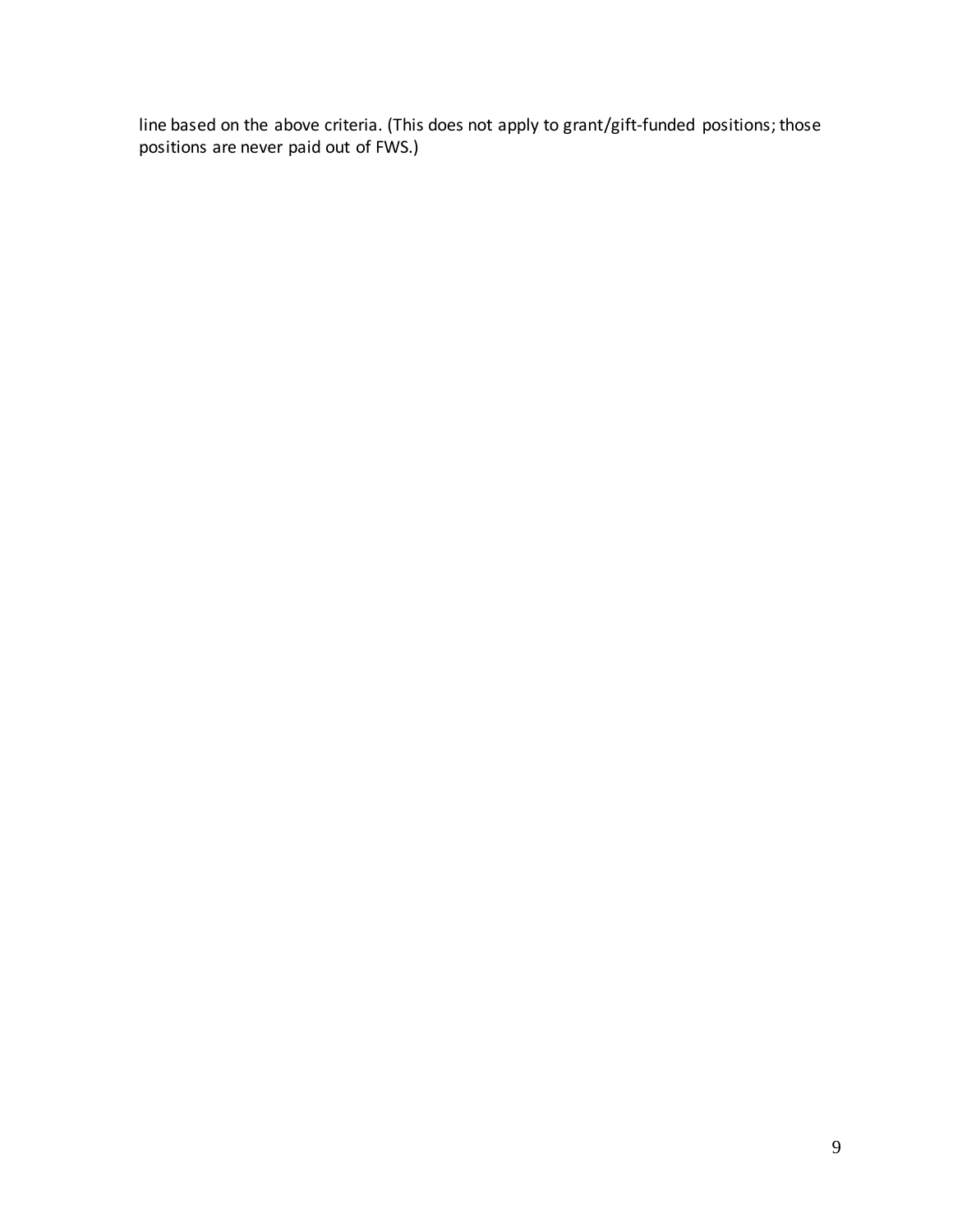line based on the above criteria. (This does not apply to grant/gift-funded positions; those positions are never paid out of FWS.)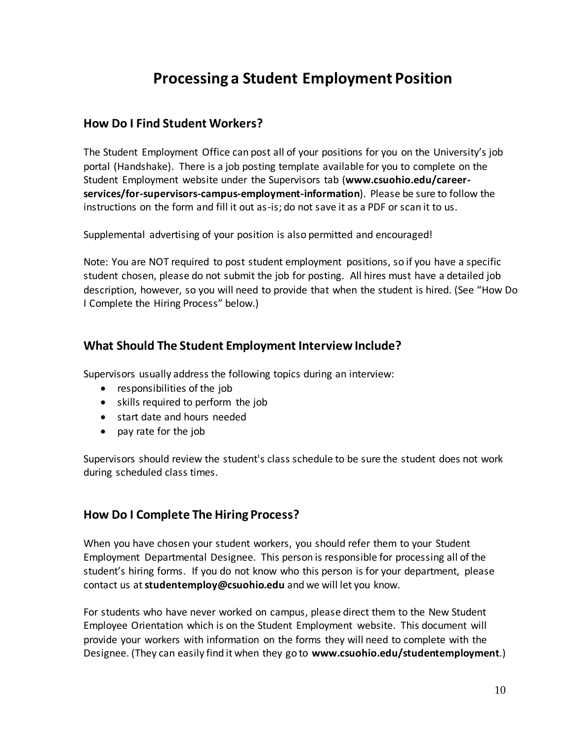# Processing a Student Employment Position

## How Do I Find Student Workers?

The Student Employment Office can post all of your positions for you on the University's job portal (Handshake). There is a job posting template available for you to complete on the Student Employment website under the Supervisors tab (**www.csuohio.edu/career-services/for-supervisors-campus-employment-information**). Please be sure to follow the instructions on the form and fill it out as-is; do not save it as a PDF or scan it to us.

Supplemental advertising of your position is also permitted and encouraged!

Note: You are NOT required to post student employment positions, so if you have a specific student chosen, please do not submit the job for posting. All hires must have a detailed job description, however, so you will need to provide that when the student is hired. (See "How Do I Complete the Hiring Process" below.)

## What Should The Student Employment Interview Include?

Supervisors usually address the following topics during an interview:

- responsibilities of the job
- skills required to perform the job
- start date and hours needed
- pay rate for the job

Supervisors should review the student's class schedule to be sure the student does not work during scheduled class times.

## How Do I Complete The Hiring Process?

When you have chosen your student workers, you should refer them to your Student Employment Departmental Designee. This person is responsible for processing all of the student's hiring forms. If you do not know who this person is for your department, please contact us at **studentemploy@csuohio.edu** and we will let you know.

For students who have never worked on campus, please direct them to the New Student Employee Orientation which is on the Student Employment website. This document will provide your workers with information on the forms they will need to complete with the Designee. (They can easily find it when they go to **www.csuohio.edu/studentemployment**.)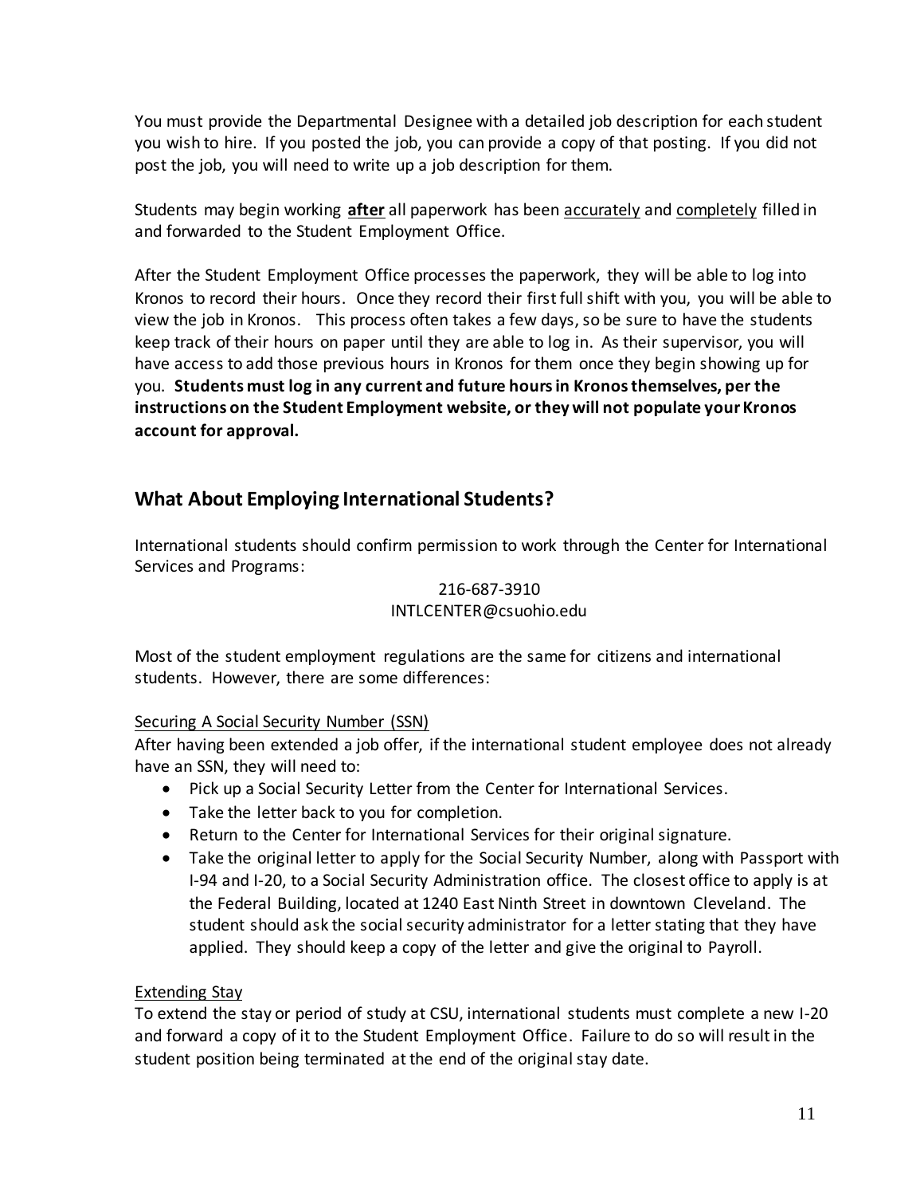You must provide the Departmental Designee with a detailed job description for each student you wish to hire. If you posted the job, you can provide a copy of that posting. If you did not post the job, you will need to write up a job description for them.

Students may begin working **<u>after</u>** all paperwork has been <u>accurately</u> and <u>completely</u> filled in and forwarded to the Student Employment Office.

After the Student Employment Office processes the paperwork, they will be able to log into Kronos to record their hours. Once they record their first full shift with you, you will be able to view the job in Kronos. This process often takes a few days, so be sure to have the students keep track of their hours on paper until they are able to log in. As their supervisor, you will have access to add those previous hours in Kronos for them once they begin showing up for you. **Students must log in any current and future hours in Kronos themselves, per the instructions on the Student Employment website, or they will not populate your Kronos account for approval.**

## What About Employing International Students?

International students should confirm permission to work through the Center for International Services and Programs:

216-687-3910
INTLCENTER@csuohio.edu

Most of the student employment regulations are the same for citizens and international students. However, there are some differences:

<u>Securing A Social Security Number (SSN)</u>

After having been extended a job offer, if the international student employee does not already have an SSN, they will need to:

- Pick up a Social Security Letter from the Center for International Services.
- Take the letter back to you for completion.
- Return to the Center for International Services for their original signature.
- Take the original letter to apply for the Social Security Number, along with Passport with I-94 and I-20, to a Social Security Administration office. The closest office to apply is at the Federal Building, located at 1240 East Ninth Street in downtown Cleveland. The student should ask the social security administrator for a letter stating that they have applied. They should keep a copy of the letter and give the original to Payroll.

<u>Extending Stay</u>

To extend the stay or period of study at CSU, international students must complete a new I-20 and forward a copy of it to the Student Employment Office. Failure to do so will result in the student position being terminated at the end of the original stay date.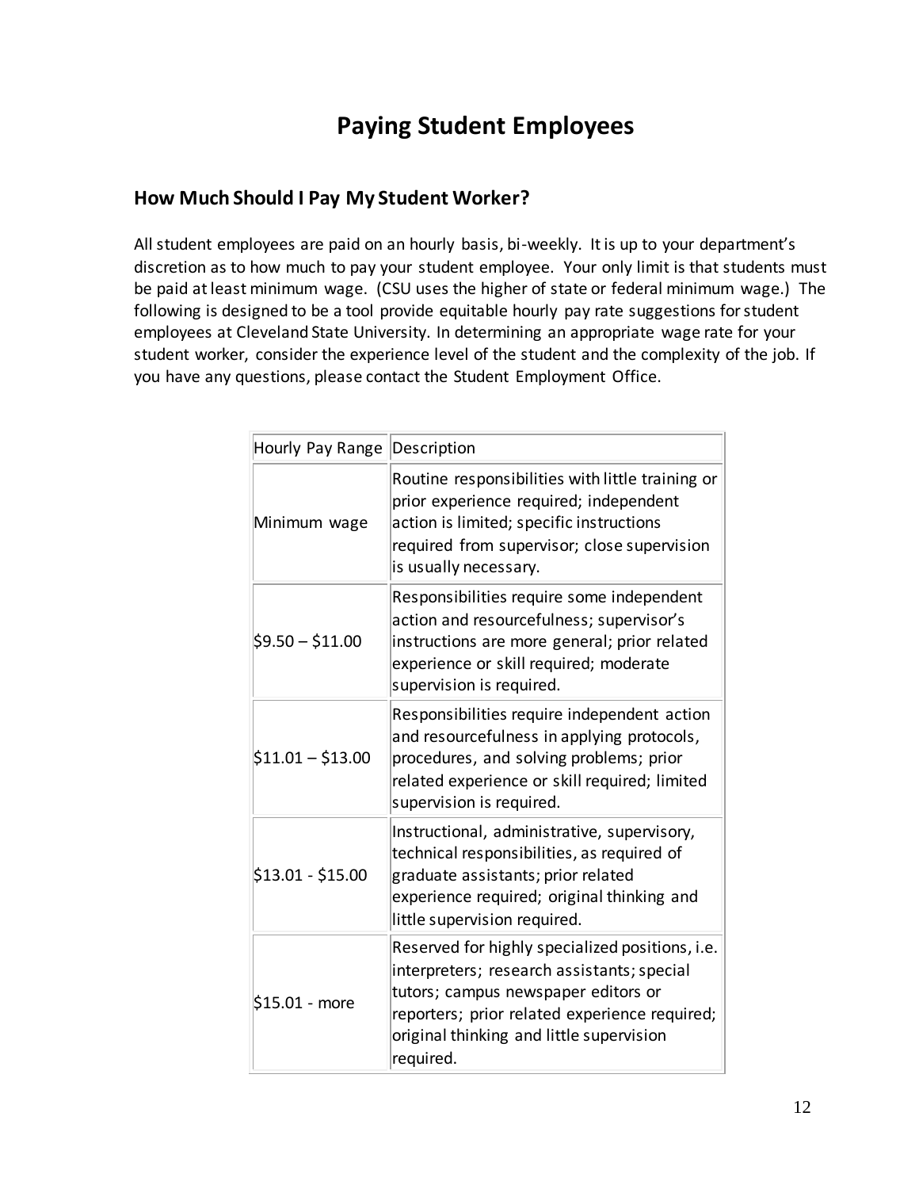# Paying Student Employees

## How Much Should I Pay My Student Worker?

All student employees are paid on an hourly basis, bi-weekly. It is up to your department's discretion as to how much to pay your student employee. Your only limit is that students must be paid at least minimum wage. (CSU uses the higher of state or federal minimum wage.) The following is designed to be a tool provide equitable hourly pay rate suggestions for student employees at Cleveland State University. In determining an appropriate wage rate for your student worker, consider the experience level of the student and the complexity of the job. If you have any questions, please contact the Student Employment Office.

| Hourly Pay Range | Description |
|---|---|
| Minimum wage | Routine responsibilities with little training or prior experience required; independent action is limited; specific instructions required from supervisor; close supervision is usually necessary. |
| $9.50 – $11.00 | Responsibilities require some independent action and resourcefulness; supervisor's instructions are more general; prior related experience or skill required; moderate supervision is required. |
| $11.01 – $13.00 | Responsibilities require independent action and resourcefulness in applying protocols, procedures, and solving problems; prior related experience or skill required; limited supervision is required. |
| $13.01 - $15.00 | Instructional, administrative, supervisory, technical responsibilities, as required of graduate assistants; prior related experience required; original thinking and little supervision required. |
| $15.01 - more | Reserved for highly specialized positions, i.e. interpreters; research assistants; special tutors; campus newspaper editors or reporters; prior related experience required; original thinking and little supervision required. |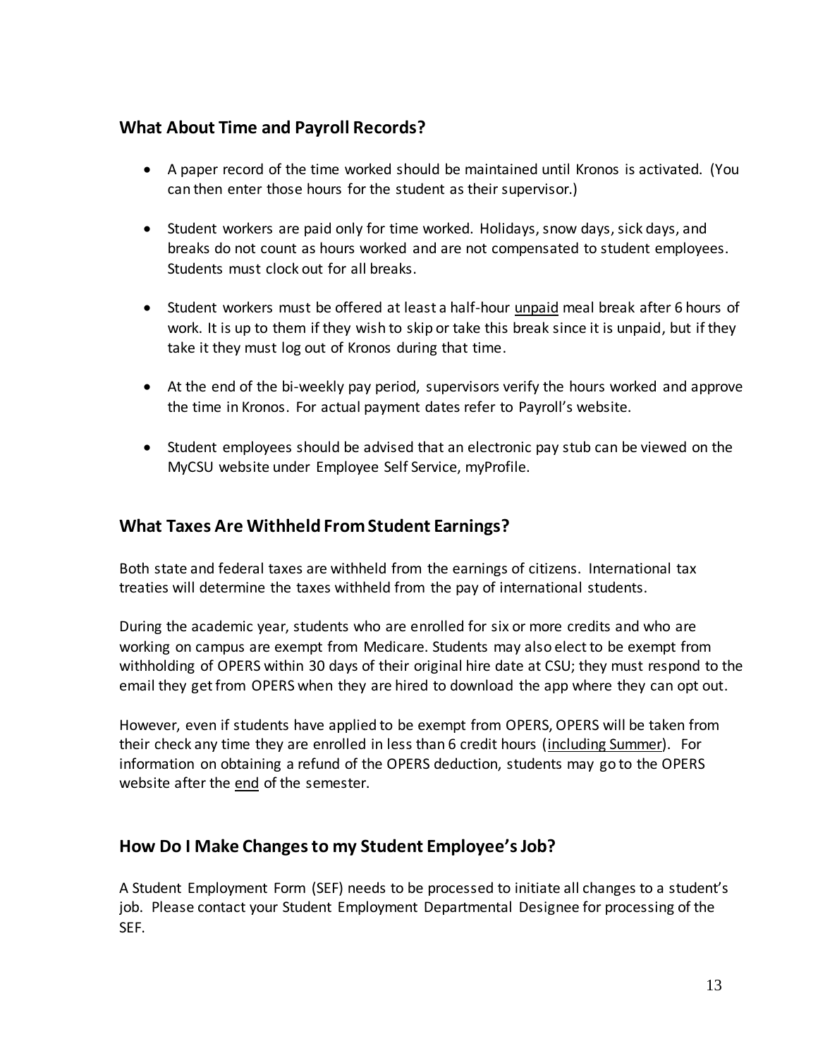## What About Time and Payroll Records?

- A paper record of the time worked should be maintained until Kronos is activated. (You can then enter those hours for the student as their supervisor.)
- Student workers are paid only for time worked. Holidays, snow days, sick days, and breaks do not count as hours worked and are not compensated to student employees. Students must clock out for all breaks.
- Student workers must be offered at least a half-hour <u>unpaid</u> meal break after 6 hours of work. It is up to them if they wish to skip or take this break since it is unpaid, but if they take it they must log out of Kronos during that time.
- At the end of the bi-weekly pay period, supervisors verify the hours worked and approve the time in Kronos. For actual payment dates refer to Payroll's website.
- Student employees should be advised that an electronic pay stub can be viewed on the MyCSU website under Employee Self Service, myProfile.

## What Taxes Are Withheld From Student Earnings?

Both state and federal taxes are withheld from the earnings of citizens. International tax treaties will determine the taxes withheld from the pay of international students.

During the academic year, students who are enrolled for six or more credits and who are working on campus are exempt from Medicare. Students may also elect to be exempt from withholding of OPERS within 30 days of their original hire date at CSU; they must respond to the email they get from OPERS when they are hired to download the app where they can opt out.

However, even if students have applied to be exempt from OPERS, OPERS will be taken from their check any time they are enrolled in less than 6 credit hours (<u>including Summer</u>). For information on obtaining a refund of the OPERS deduction, students may go to the OPERS website after the <u>end</u> of the semester.

## How Do I Make Changes to my Student Employee's Job?

A Student Employment Form (SEF) needs to be processed to initiate all changes to a student's job. Please contact your Student Employment Departmental Designee for processing of the SEF.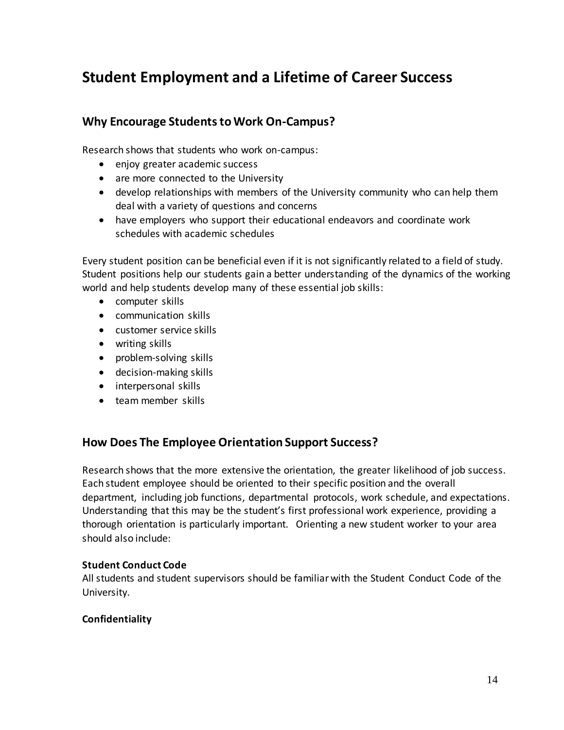# Student Employment and a Lifetime of Career Success

## Why Encourage Students to Work On-Campus?

Research shows that students who work on-campus:

- enjoy greater academic success
- are more connected to the University
- develop relationships with members of the University community who can help them deal with a variety of questions and concerns
- have employers who support their educational endeavors and coordinate work schedules with academic schedules

Every student position can be beneficial even if it is not significantly related to a field of study. Student positions help our students gain a better understanding of the dynamics of the working world and help students develop many of these essential job skills:

- computer skills
- communication skills
- customer service skills
- writing skills
- problem-solving skills
- decision-making skills
- interpersonal skills
- team member skills

## How Does The Employee Orientation Support Success?

Research shows that the more extensive the orientation, the greater likelihood of job success. Each student employee should be oriented to their specific position and the overall department, including job functions, departmental protocols, work schedule, and expectations. Understanding that this may be the student's first professional work experience, providing a thorough orientation is particularly important. Orienting a new student worker to your area should also include:

**Student Conduct Code**

All students and student supervisors should be familiar with the Student Conduct Code of the University.

**Confidentiality**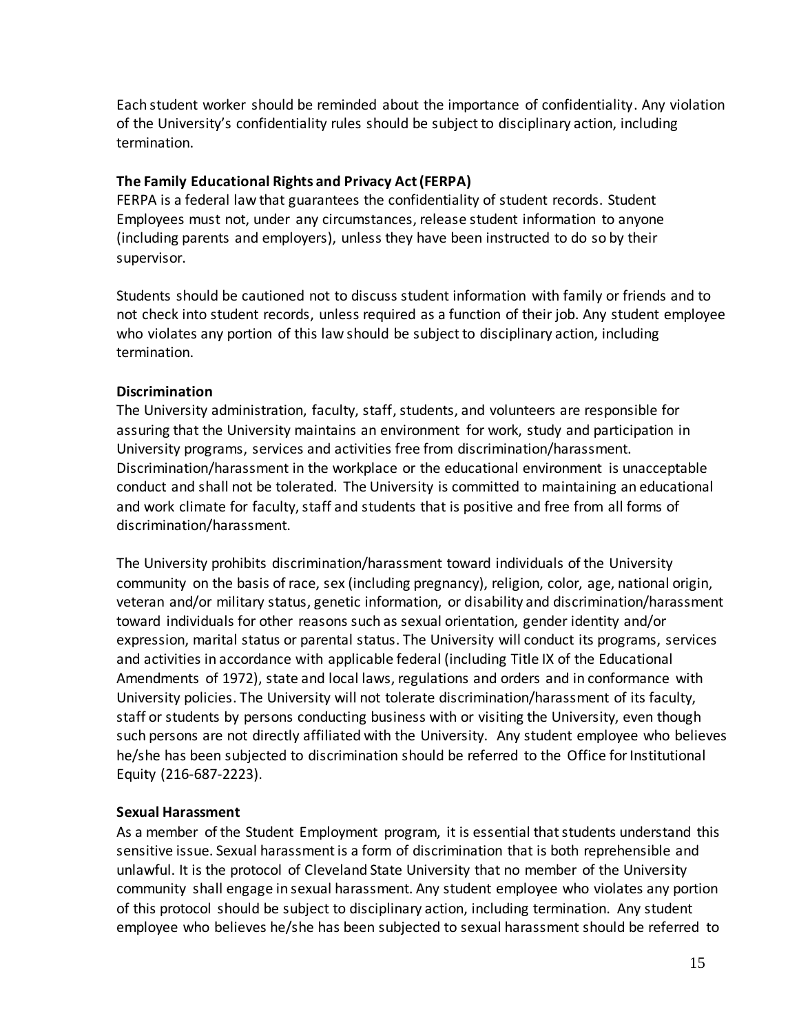Each student worker should be reminded about the importance of confidentiality. Any violation of the University's confidentiality rules should be subject to disciplinary action, including termination.

**The Family Educational Rights and Privacy Act (FERPA)**

FERPA is a federal law that guarantees the confidentiality of student records. Student Employees must not, under any circumstances, release student information to anyone (including parents and employers), unless they have been instructed to do so by their supervisor.

Students should be cautioned not to discuss student information with family or friends and to not check into student records, unless required as a function of their job. Any student employee who violates any portion of this law should be subject to disciplinary action, including termination.

**Discrimination**

The University administration, faculty, staff, students, and volunteers are responsible for assuring that the University maintains an environment for work, study and participation in University programs, services and activities free from discrimination/harassment. Discrimination/harassment in the workplace or the educational environment is unacceptable conduct and shall not be tolerated. The University is committed to maintaining an educational and work climate for faculty, staff and students that is positive and free from all forms of discrimination/harassment.

The University prohibits discrimination/harassment toward individuals of the University community on the basis of race, sex (including pregnancy), religion, color, age, national origin, veteran and/or military status, genetic information, or disability and discrimination/harassment toward individuals for other reasons such as sexual orientation, gender identity and/or expression, marital status or parental status. The University will conduct its programs, services and activities in accordance with applicable federal (including Title IX of the Educational Amendments of 1972), state and local laws, regulations and orders and in conformance with University policies. The University will not tolerate discrimination/harassment of its faculty, staff or students by persons conducting business with or visiting the University, even though such persons are not directly affiliated with the University. Any student employee who believes he/she has been subjected to discrimination should be referred to the Office for Institutional Equity (216-687-2223).

**Sexual Harassment**

As a member of the Student Employment program, it is essential that students understand this sensitive issue. Sexual harassment is a form of discrimination that is both reprehensible and unlawful. It is the protocol of Cleveland State University that no member of the University community shall engage in sexual harassment. Any student employee who violates any portion of this protocol should be subject to disciplinary action, including termination. Any student employee who believes he/she has been subjected to sexual harassment should be referred to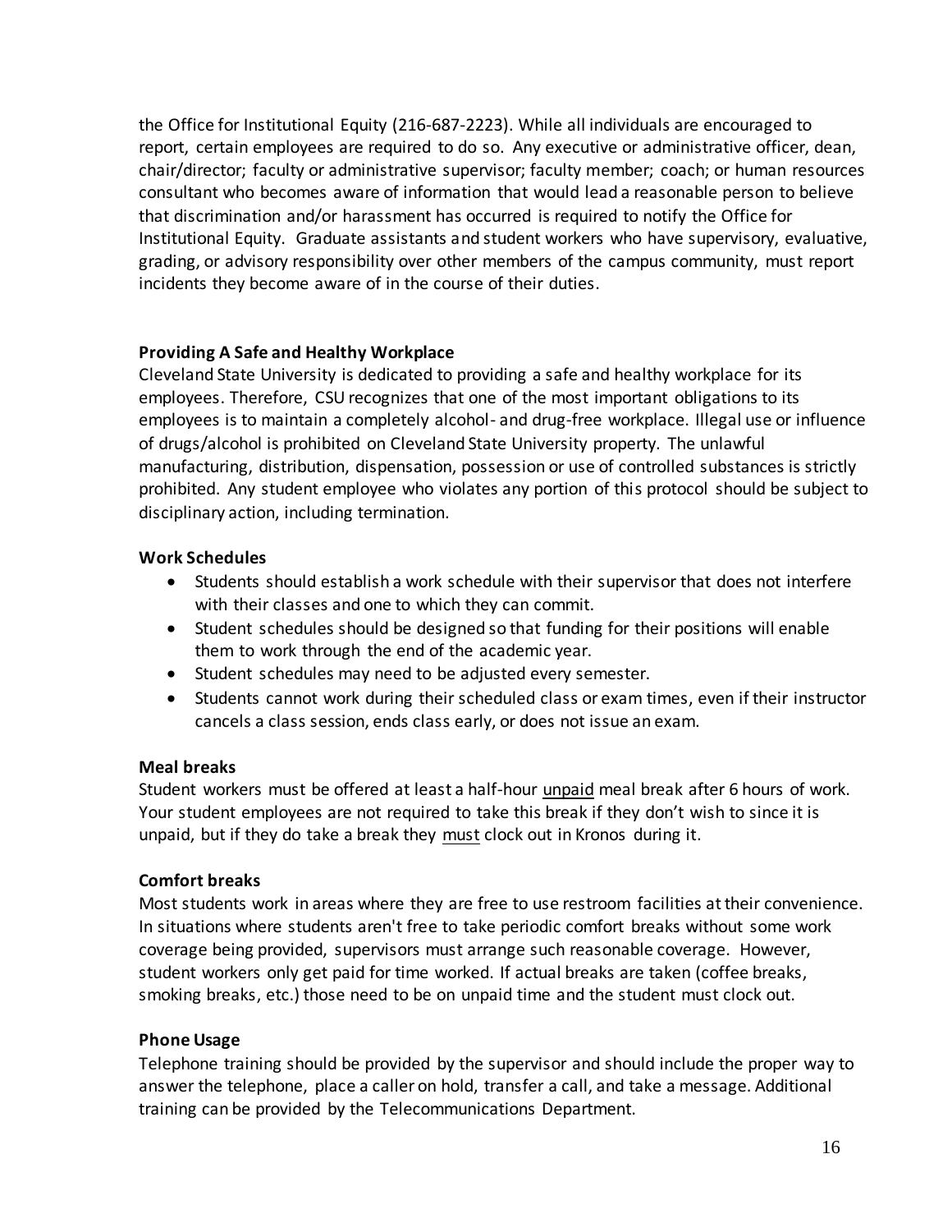the Office for Institutional Equity (216-687-2223). While all individuals are encouraged to report, certain employees are required to do so. Any executive or administrative officer, dean, chair/director; faculty or administrative supervisor; faculty member; coach; or human resources consultant who becomes aware of information that would lead a reasonable person to believe that discrimination and/or harassment has occurred is required to notify the Office for Institutional Equity. Graduate assistants and student workers who have supervisory, evaluative, grading, or advisory responsibility over other members of the campus community, must report incidents they become aware of in the course of their duties.

**Providing A Safe and Healthy Workplace**

Cleveland State University is dedicated to providing a safe and healthy workplace for its employees. Therefore, CSU recognizes that one of the most important obligations to its employees is to maintain a completely alcohol- and drug-free workplace. Illegal use or influence of drugs/alcohol is prohibited on Cleveland State University property. The unlawful manufacturing, distribution, dispensation, possession or use of controlled substances is strictly prohibited. Any student employee who violates any portion of this protocol should be subject to disciplinary action, including termination.

**Work Schedules**

- Students should establish a work schedule with their supervisor that does not interfere with their classes and one to which they can commit.
- Student schedules should be designed so that funding for their positions will enable them to work through the end of the academic year.
- Student schedules may need to be adjusted every semester.
- Students cannot work during their scheduled class or exam times, even if their instructor cancels a class session, ends class early, or does not issue an exam.

**Meal breaks**

Student workers must be offered at least a half-hour <u>unpaid</u> meal break after 6 hours of work. Your student employees are not required to take this break if they don't wish to since it is unpaid, but if they do take a break they <u>must</u> clock out in Kronos during it.

**Comfort breaks**

Most students work in areas where they are free to use restroom facilities at their convenience. In situations where students aren't free to take periodic comfort breaks without some work coverage being provided, supervisors must arrange such reasonable coverage. However, student workers only get paid for time worked. If actual breaks are taken (coffee breaks, smoking breaks, etc.) those need to be on unpaid time and the student must clock out.

**Phone Usage**

Telephone training should be provided by the supervisor and should include the proper way to answer the telephone, place a caller on hold, transfer a call, and take a message. Additional training can be provided by the Telecommunications Department.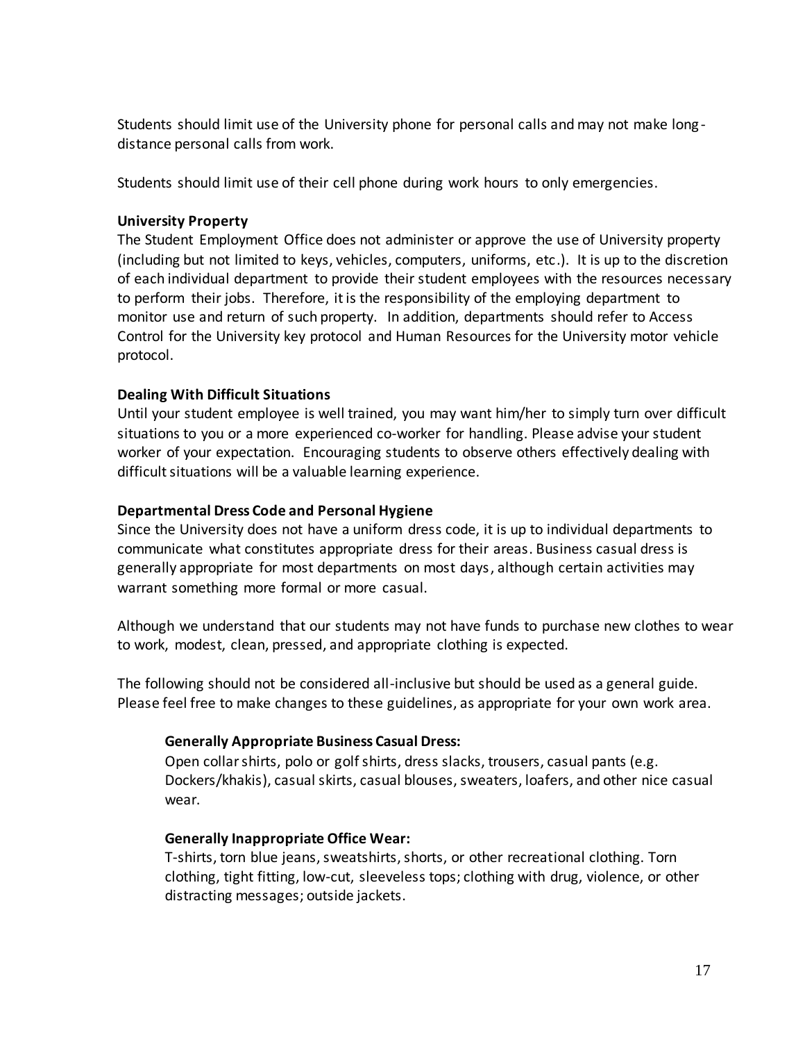Students should limit use of the University phone for personal calls and may not make long-distance personal calls from work.

Students should limit use of their cell phone during work hours to only emergencies.

**University Property**

The Student Employment Office does not administer or approve the use of University property (including but not limited to keys, vehicles, computers, uniforms, etc.). It is up to the discretion of each individual department to provide their student employees with the resources necessary to perform their jobs. Therefore, it is the responsibility of the employing department to monitor use and return of such property. In addition, departments should refer to Access Control for the University key protocol and Human Resources for the University motor vehicle protocol.

**Dealing With Difficult Situations**

Until your student employee is well trained, you may want him/her to simply turn over difficult situations to you or a more experienced co-worker for handling. Please advise your student worker of your expectation. Encouraging students to observe others effectively dealing with difficult situations will be a valuable learning experience.

**Departmental Dress Code and Personal Hygiene**

Since the University does not have a uniform dress code, it is up to individual departments to communicate what constitutes appropriate dress for their areas. Business casual dress is generally appropriate for most departments on most days, although certain activities may warrant something more formal or more casual.

Although we understand that our students may not have funds to purchase new clothes to wear to work, modest, clean, pressed, and appropriate clothing is expected.

The following should not be considered all-inclusive but should be used as a general guide. Please feel free to make changes to these guidelines, as appropriate for your own work area.

> **Generally Appropriate Business Casual Dress:**
> Open collar shirts, polo or golf shirts, dress slacks, trousers, casual pants (e.g. Dockers/khakis), casual skirts, casual blouses, sweaters, loafers, and other nice casual wear.
>
> **Generally Inappropriate Office Wear:**
> T-shirts, torn blue jeans, sweatshirts, shorts, or other recreational clothing. Torn clothing, tight fitting, low-cut, sleeveless tops; clothing with drug, violence, or other distracting messages; outside jackets.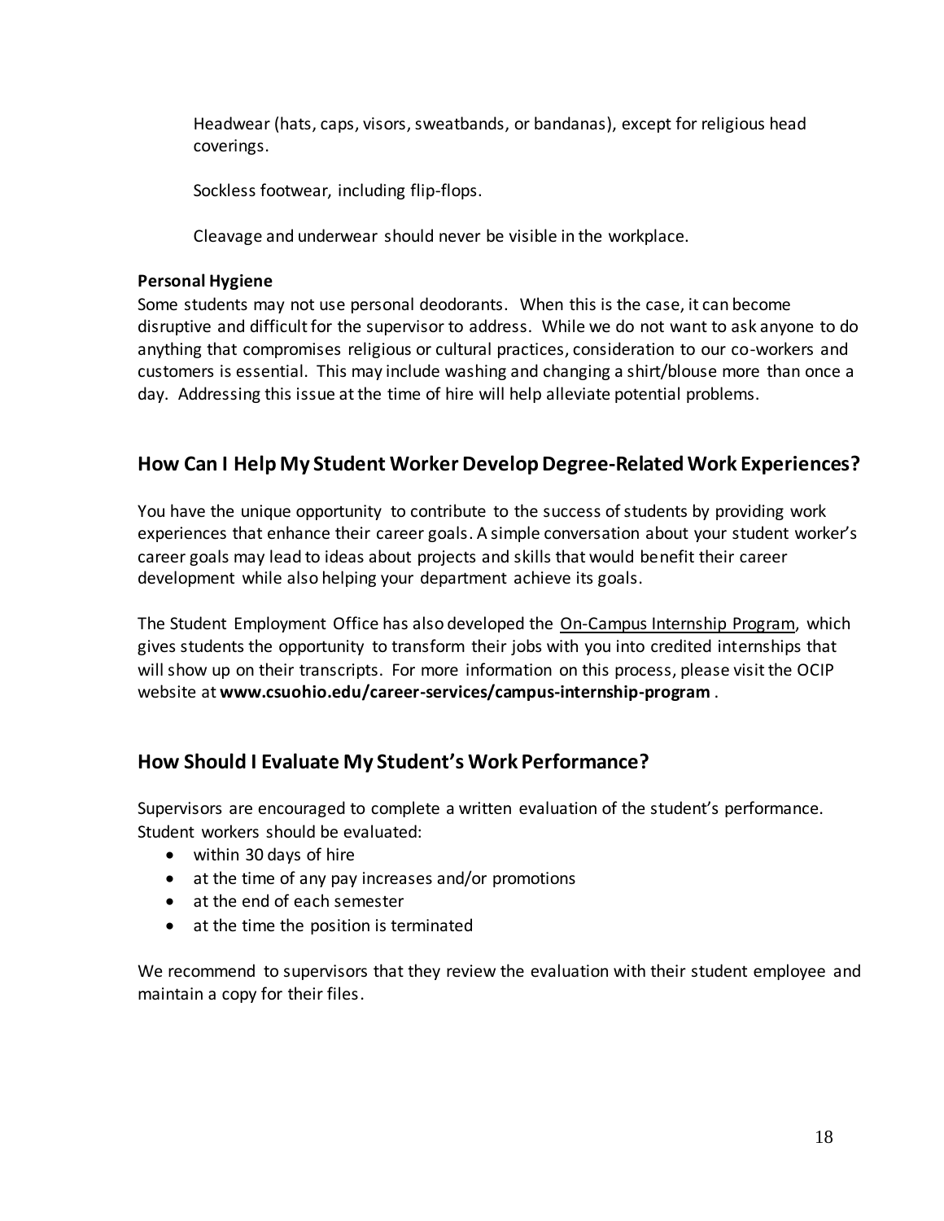Headwear (hats, caps, visors, sweatbands, or bandanas), except for religious head coverings.

Sockless footwear, including flip-flops.

Cleavage and underwear should never be visible in the workplace.

**Personal Hygiene**

Some students may not use personal deodorants. When this is the case, it can become disruptive and difficult for the supervisor to address. While we do not want to ask anyone to do anything that compromises religious or cultural practices, consideration to our co-workers and customers is essential. This may include washing and changing a shirt/blouse more than once a day. Addressing this issue at the time of hire will help alleviate potential problems.

## How Can I Help My Student Worker Develop Degree-Related Work Experiences?

You have the unique opportunity to contribute to the success of students by providing work experiences that enhance their career goals. A simple conversation about your student worker's career goals may lead to ideas about projects and skills that would benefit their career development while also helping your department achieve its goals.

The Student Employment Office has also developed the On-Campus Internship Program, which gives students the opportunity to transform their jobs with you into credited internships that will show up on their transcripts. For more information on this process, please visit the OCIP website at **www.csuohio.edu/career-services/campus-internship-program** .

## How Should I Evaluate My Student's Work Performance?

Supervisors are encouraged to complete a written evaluation of the student's performance. Student workers should be evaluated:

- within 30 days of hire
- at the time of any pay increases and/or promotions
- at the end of each semester
- at the time the position is terminated

We recommend to supervisors that they review the evaluation with their student employee and maintain a copy for their files.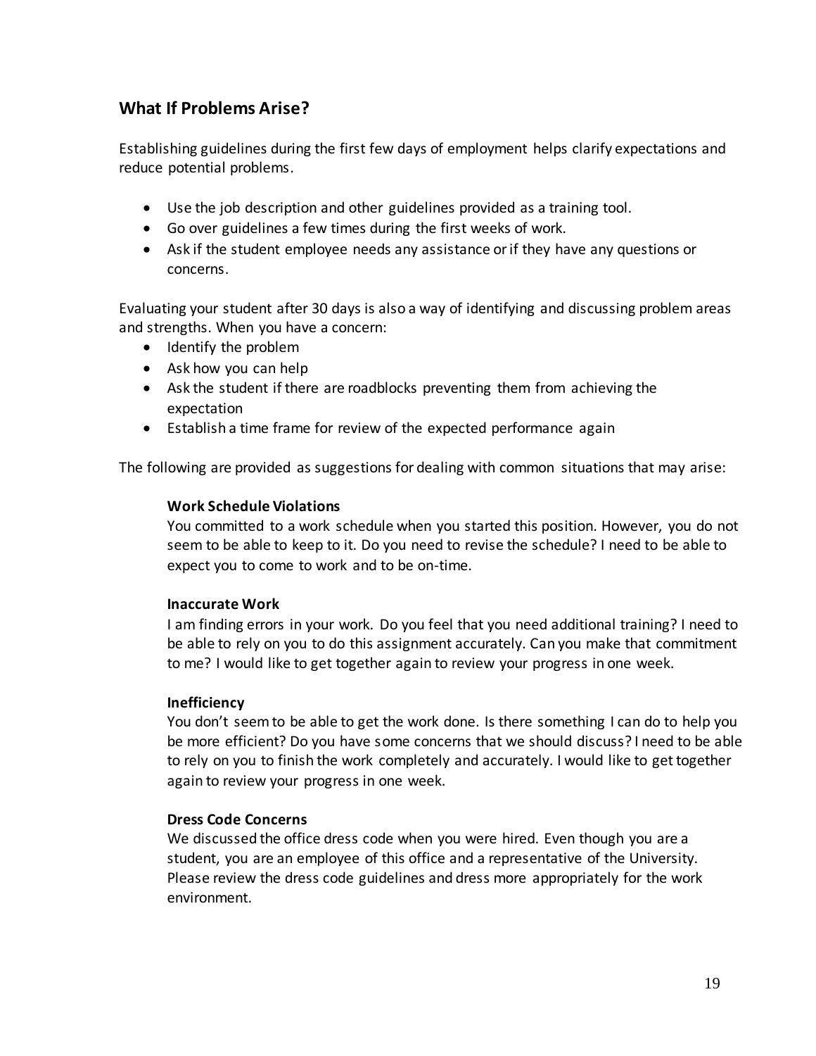## What If Problems Arise?

Establishing guidelines during the first few days of employment helps clarify expectations and reduce potential problems.

- Use the job description and other guidelines provided as a training tool.
- Go over guidelines a few times during the first weeks of work.
- Ask if the student employee needs any assistance or if they have any questions or concerns.

Evaluating your student after 30 days is also a way of identifying and discussing problem areas and strengths. When you have a concern:

- Identify the problem
- Ask how you can help
- Ask the student if there are roadblocks preventing them from achieving the expectation
- Establish a time frame for review of the expected performance again

The following are provided as suggestions for dealing with common situations that may arise:

**Work Schedule Violations**
You committed to a work schedule when you started this position. However, you do not seem to be able to keep to it. Do you need to revise the schedule? I need to be able to expect you to come to work and to be on-time.

**Inaccurate Work**
I am finding errors in your work. Do you feel that you need additional training? I need to be able to rely on you to do this assignment accurately. Can you make that commitment to me? I would like to get together again to review your progress in one week.

**Inefficiency**
You don't seem to be able to get the work done. Is there something I can do to help you be more efficient? Do you have some concerns that we should discuss? I need to be able to rely on you to finish the work completely and accurately. I would like to get together again to review your progress in one week.

**Dress Code Concerns**
We discussed the office dress code when you were hired. Even though you are a student, you are an employee of this office and a representative of the University. Please review the dress code guidelines and dress more appropriately for the work environment.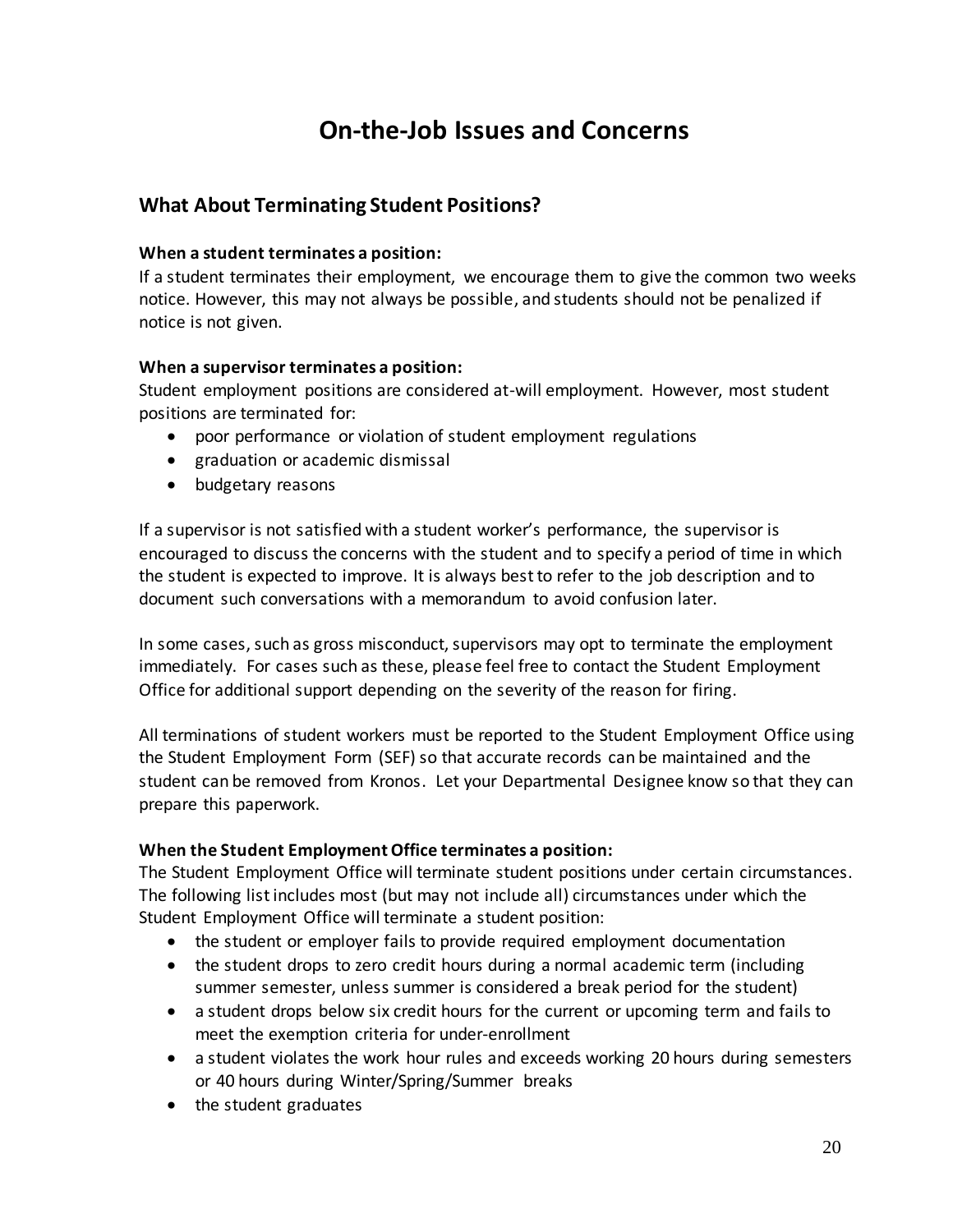# On-the-Job Issues and Concerns

## What About Terminating Student Positions?

**When a student terminates a position:**
If a student terminates their employment, we encourage them to give the common two weeks notice. However, this may not always be possible, and students should not be penalized if notice is not given.

**When a supervisor terminates a position:**
Student employment positions are considered at-will employment. However, most student positions are terminated for:

- poor performance or violation of student employment regulations
- graduation or academic dismissal
- budgetary reasons

If a supervisor is not satisfied with a student worker's performance, the supervisor is encouraged to discuss the concerns with the student and to specify a period of time in which the student is expected to improve. It is always best to refer to the job description and to document such conversations with a memorandum to avoid confusion later.

In some cases, such as gross misconduct, supervisors may opt to terminate the employment immediately. For cases such as these, please feel free to contact the Student Employment Office for additional support depending on the severity of the reason for firing.

All terminations of student workers must be reported to the Student Employment Office using the Student Employment Form (SEF) so that accurate records can be maintained and the student can be removed from Kronos. Let your Departmental Designee know so that they can prepare this paperwork.

**When the Student Employment Office terminates a position:**
The Student Employment Office will terminate student positions under certain circumstances. The following list includes most (but may not include all) circumstances under which the Student Employment Office will terminate a student position:

- the student or employer fails to provide required employment documentation
- the student drops to zero credit hours during a normal academic term (including summer semester, unless summer is considered a break period for the student)
- a student drops below six credit hours for the current or upcoming term and fails to meet the exemption criteria for under-enrollment
- a student violates the work hour rules and exceeds working 20 hours during semesters or 40 hours during Winter/Spring/Summer breaks
- the student graduates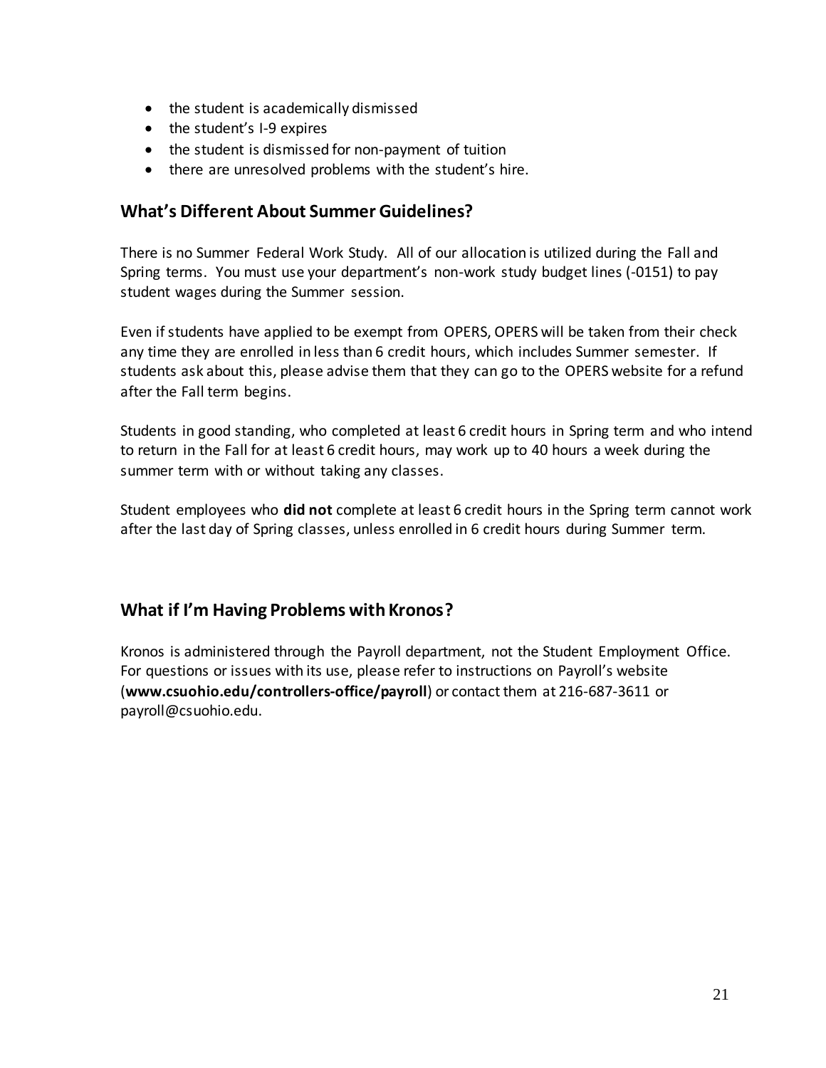- the student is academically dismissed
- the student's I-9 expires
- the student is dismissed for non-payment of tuition
- there are unresolved problems with the student's hire.

## What's Different About Summer Guidelines?

There is no Summer Federal Work Study. All of our allocation is utilized during the Fall and Spring terms. You must use your department's non-work study budget lines (-0151) to pay student wages during the Summer session.

Even if students have applied to be exempt from OPERS, OPERS will be taken from their check any time they are enrolled in less than 6 credit hours, which includes Summer semester. If students ask about this, please advise them that they can go to the OPERS website for a refund after the Fall term begins.

Students in good standing, who completed at least 6 credit hours in Spring term and who intend to return in the Fall for at least 6 credit hours, may work up to 40 hours a week during the summer term with or without taking any classes.

Student employees who **did not** complete at least 6 credit hours in the Spring term cannot work after the last day of Spring classes, unless enrolled in 6 credit hours during Summer term.

## What if I'm Having Problems with Kronos?

Kronos is administered through the Payroll department, not the Student Employment Office. For questions or issues with its use, please refer to instructions on Payroll's website (**www.csuohio.edu/controllers-office/payroll**) or contact them at 216-687-3611 or payroll@csuohio.edu.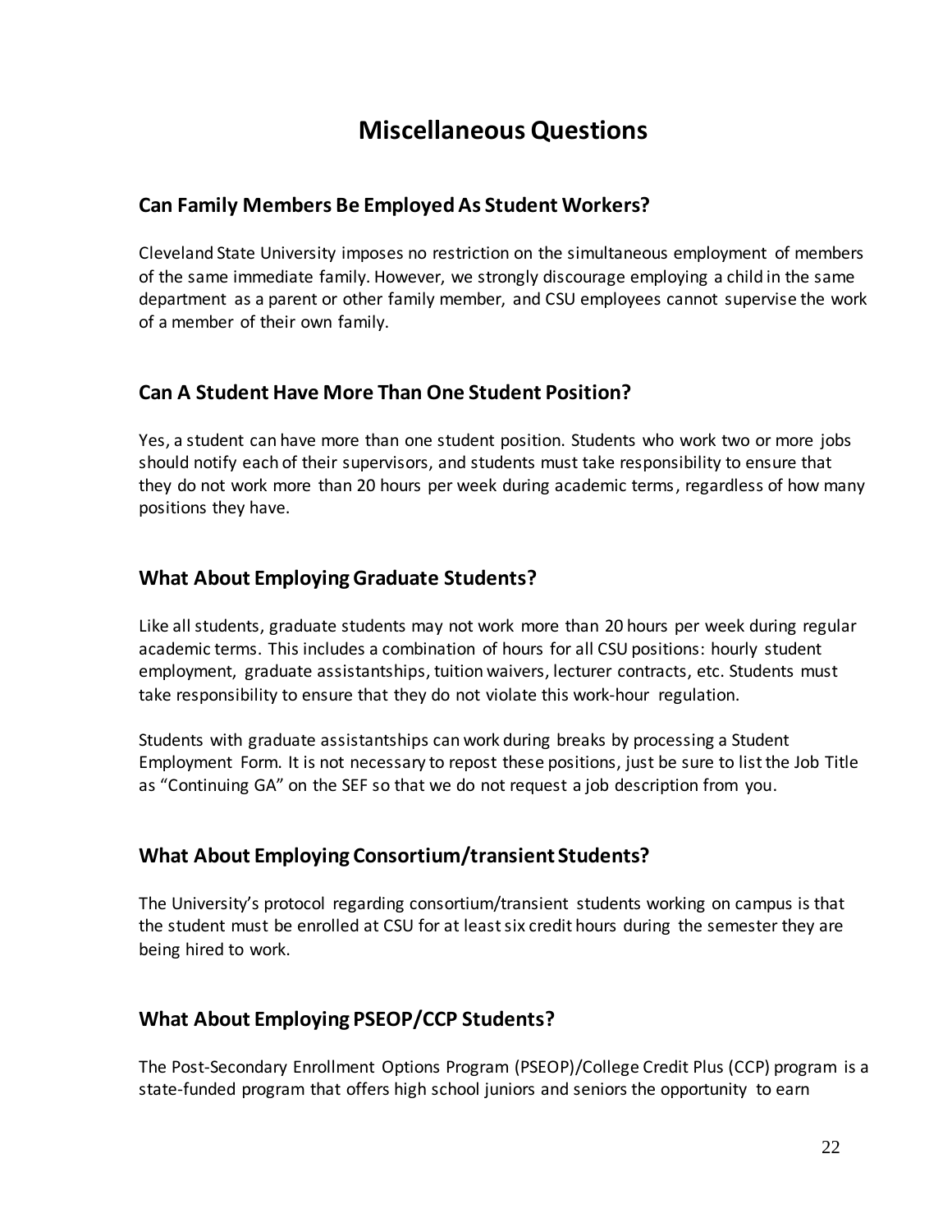# Miscellaneous Questions

## Can Family Members Be Employed As Student Workers?

Cleveland State University imposes no restriction on the simultaneous employment of members of the same immediate family. However, we strongly discourage employing a child in the same department as a parent or other family member, and CSU employees cannot supervise the work of a member of their own family.

## Can A Student Have More Than One Student Position?

Yes, a student can have more than one student position. Students who work two or more jobs should notify each of their supervisors, and students must take responsibility to ensure that they do not work more than 20 hours per week during academic terms, regardless of how many positions they have.

## What About Employing Graduate Students?

Like all students, graduate students may not work more than 20 hours per week during regular academic terms. This includes a combination of hours for all CSU positions: hourly student employment, graduate assistantships, tuition waivers, lecturer contracts, etc. Students must take responsibility to ensure that they do not violate this work-hour regulation.

Students with graduate assistantships can work during breaks by processing a Student Employment Form. It is not necessary to repost these positions, just be sure to list the Job Title as "Continuing GA" on the SEF so that we do not request a job description from you.

## What About Employing Consortium/transient Students?

The University's protocol regarding consortium/transient students working on campus is that the student must be enrolled at CSU for at least six credit hours during the semester they are being hired to work.

## What About Employing PSEOP/CCP Students?

The Post-Secondary Enrollment Options Program (PSEOP)/College Credit Plus (CCP) program is a state-funded program that offers high school juniors and seniors the opportunity to earn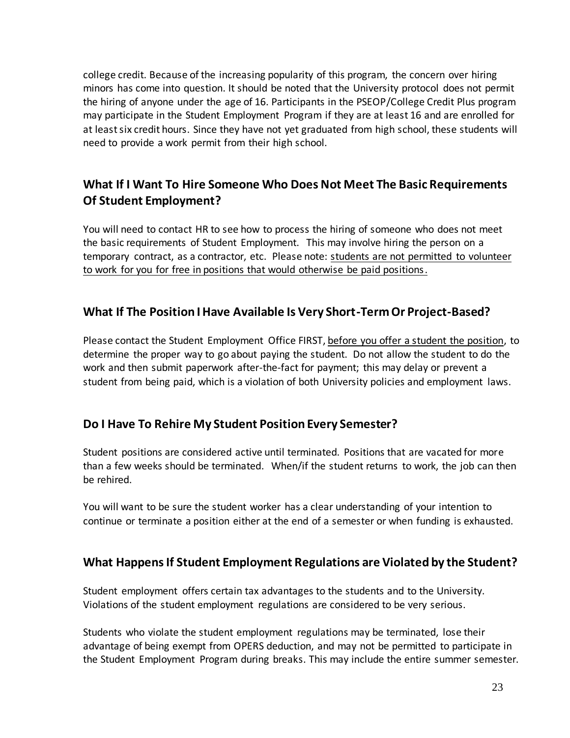college credit. Because of the increasing popularity of this program, the concern over hiring minors has come into question. It should be noted that the University protocol does not permit the hiring of anyone under the age of 16. Participants in the PSEOP/College Credit Plus program may participate in the Student Employment Program if they are at least 16 and are enrolled for at least six credit hours. Since they have not yet graduated from high school, these students will need to provide a work permit from their high school.

## What If I Want To Hire Someone Who Does Not Meet The Basic Requirements Of Student Employment?

You will need to contact HR to see how to process the hiring of someone who does not meet the basic requirements of Student Employment. This may involve hiring the person on a temporary contract, as a contractor, etc. Please note: <u>students are not permitted to volunteer to work for you for free in positions that would otherwise be paid positions</u>.

## What If The Position I Have Available Is Very Short-Term Or Project-Based?

Please contact the Student Employment Office FIRST, <u>before you offer a student the position</u>, to determine the proper way to go about paying the student. Do not allow the student to do the work and then submit paperwork after-the-fact for payment; this may delay or prevent a student from being paid, which is a violation of both University policies and employment laws.

## Do I Have To Rehire My Student Position Every Semester?

Student positions are considered active until terminated. Positions that are vacated for more than a few weeks should be terminated. When/if the student returns to work, the job can then be rehired.

You will want to be sure the student worker has a clear understanding of your intention to continue or terminate a position either at the end of a semester or when funding is exhausted.

## What Happens If Student Employment Regulations are Violated by the Student?

Student employment offers certain tax advantages to the students and to the University. Violations of the student employment regulations are considered to be very serious.

Students who violate the student employment regulations may be terminated, lose their advantage of being exempt from OPERS deduction, and may not be permitted to participate in the Student Employment Program during breaks. This may include the entire summer semester.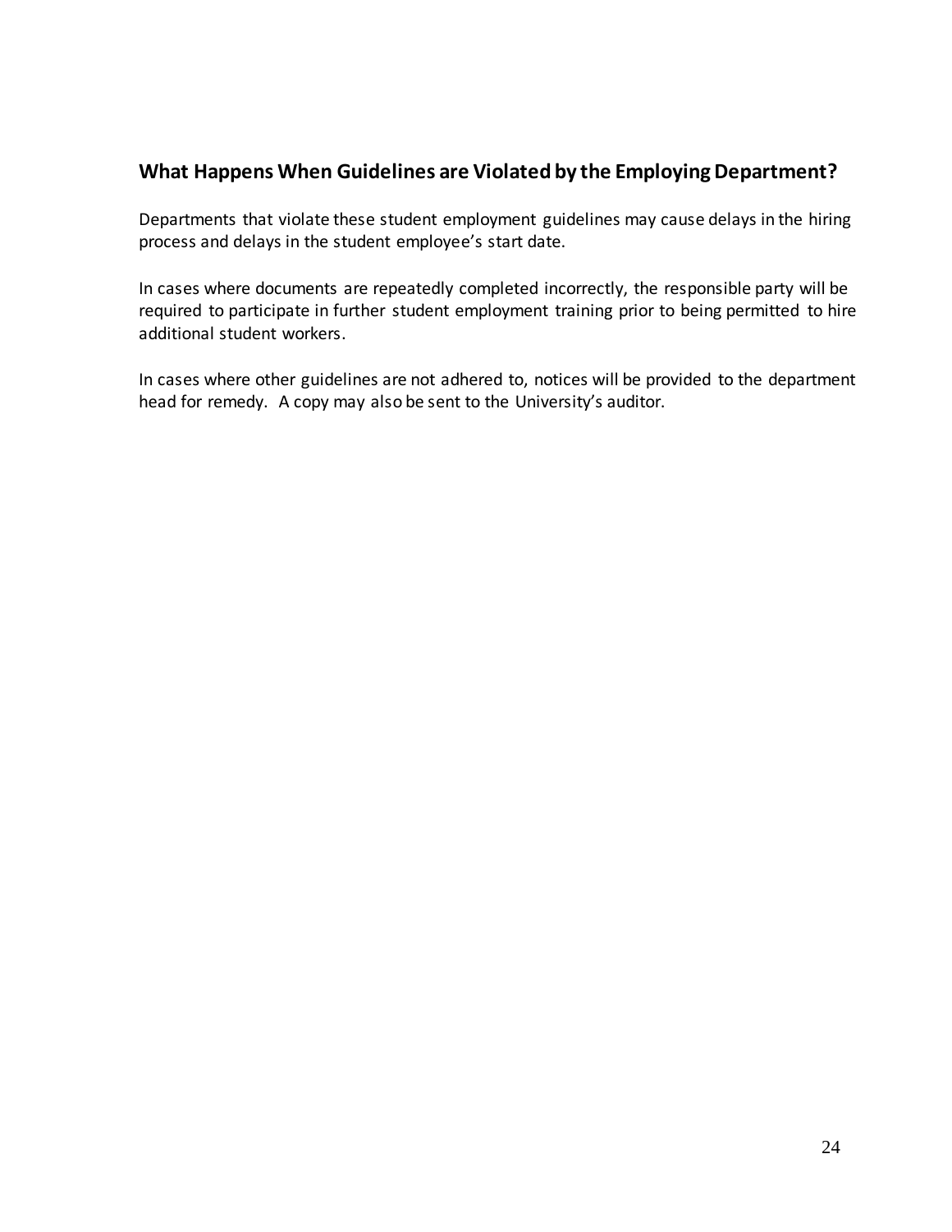## What Happens When Guidelines are Violated by the Employing Department?

Departments that violate these student employment guidelines may cause delays in the hiring process and delays in the student employee's start date.

In cases where documents are repeatedly completed incorrectly, the responsible party will be required to participate in further student employment training prior to being permitted to hire additional student workers.

In cases where other guidelines are not adhered to, notices will be provided to the department head for remedy. A copy may also be sent to the University's auditor.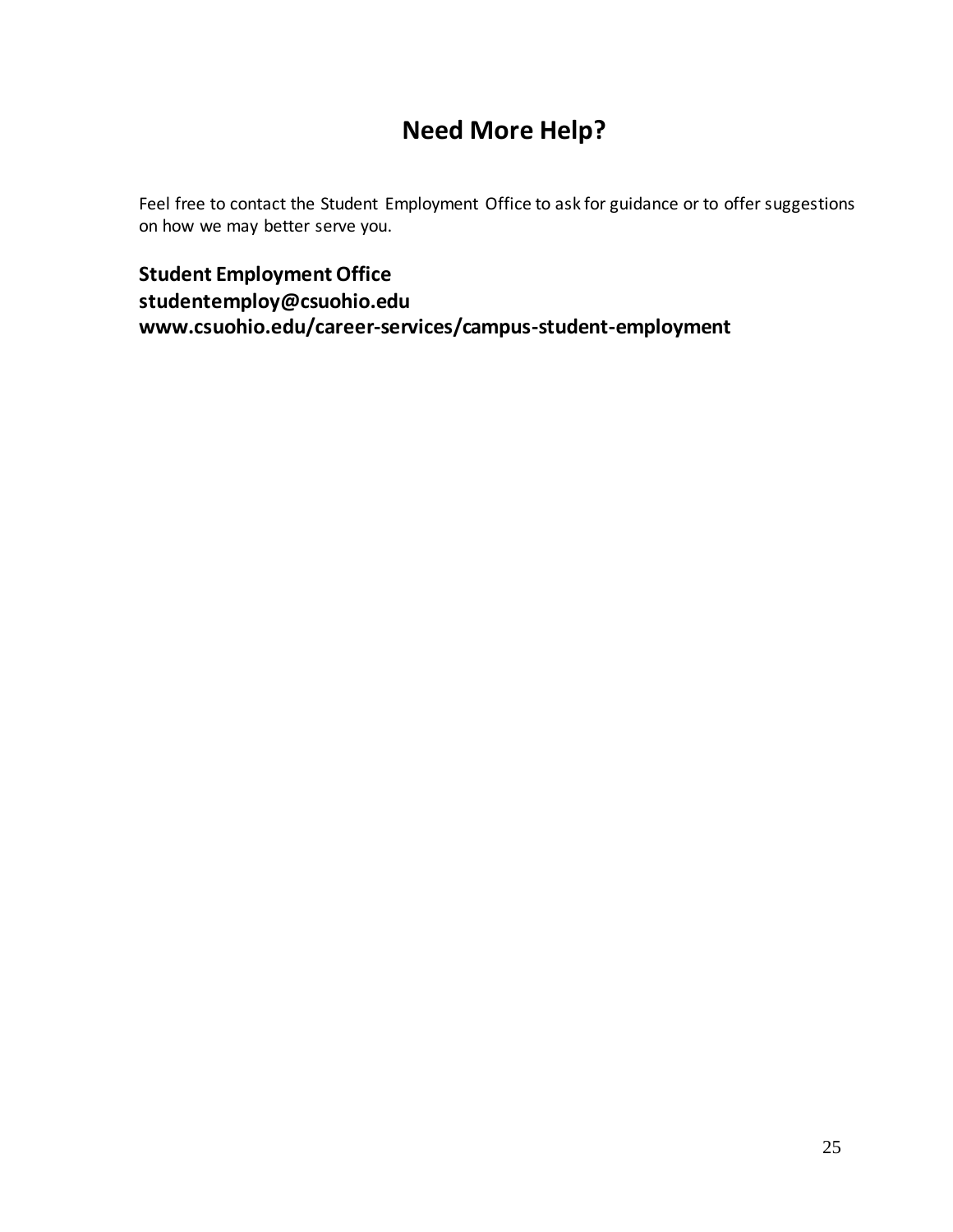# Need More Help?

Feel free to contact the Student Employment Office to ask for guidance or to offer suggestions on how we may better serve you.

**Student Employment Office**
**studentemploy@csuohio.edu**
**www.csuohio.edu/career-services/campus-student-employment**